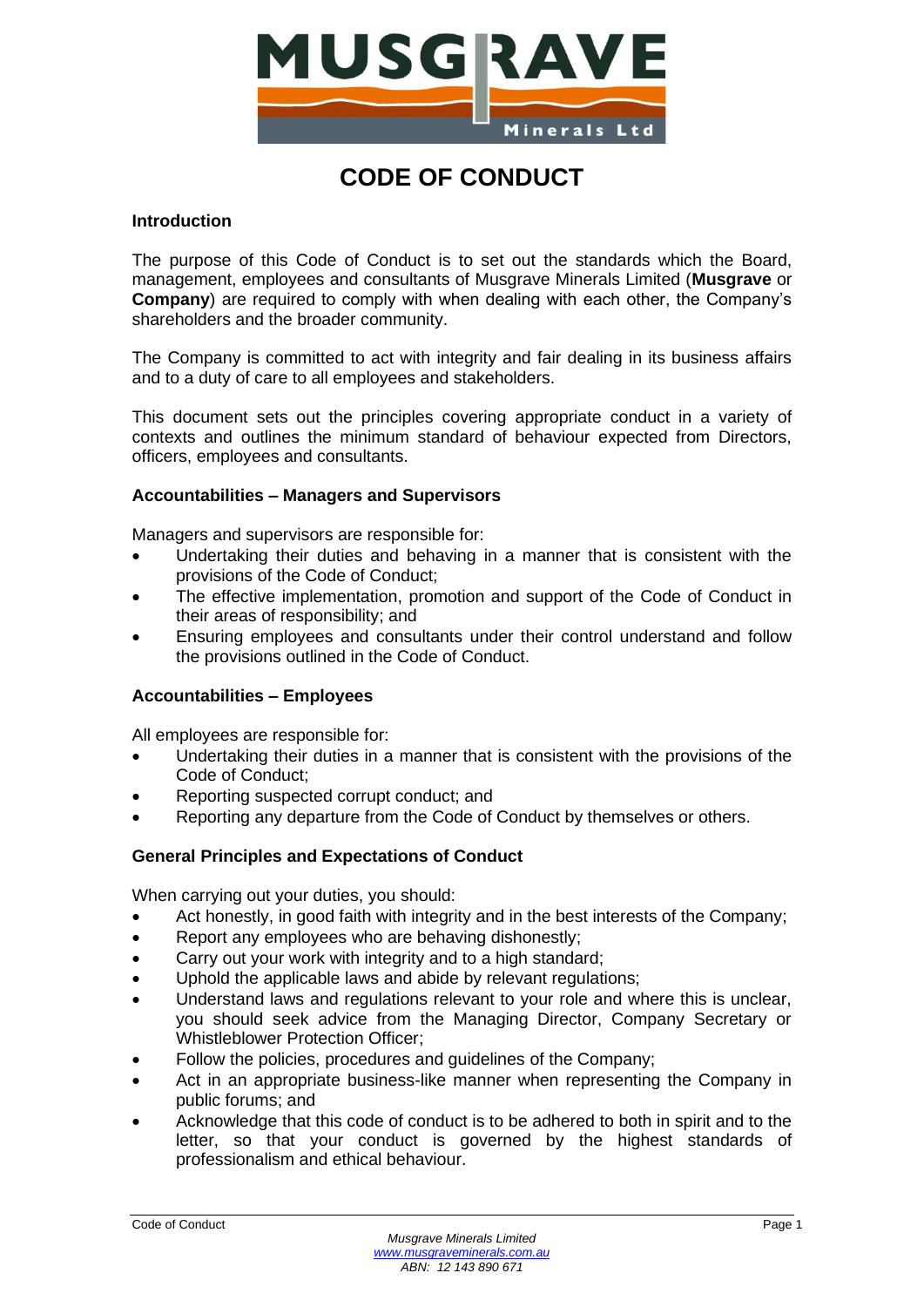# CODE OF CONDUCT

## Introduction

The purpose of this Code of Conduct is to set out the standards which the Board, management, employees and consultants of Musgrave Minerals Limited (**Musgrave** or **Company**) are required to comply with when dealing with each other, the Company's shareholders and the broader community.

The Company is committed to act with integrity and fair dealing in its business affairs and to a duty of care to all employees and stakeholders.

This document sets out the principles covering appropriate conduct in a variety of contexts and outlines the minimum standard of behaviour expected from Directors, officers, employees and consultants.

## Accountabilities – Managers and Supervisors

Managers and supervisors are responsible for:

- Undertaking their duties and behaving in a manner that is consistent with the provisions of the Code of Conduct;
- The effective implementation, promotion and support of the Code of Conduct in their areas of responsibility; and
- Ensuring employees and consultants under their control understand and follow the provisions outlined in the Code of Conduct.

## Accountabilities – Employees

All employees are responsible for:

- Undertaking their duties in a manner that is consistent with the provisions of the Code of Conduct;
- Reporting suspected corrupt conduct; and
- Reporting any departure from the Code of Conduct by themselves or others.

## General Principles and Expectations of Conduct

When carrying out your duties, you should:

- Act honestly, in good faith with integrity and in the best interests of the Company;
- Report any employees who are behaving dishonestly;
- Carry out your work with integrity and to a high standard;
- Uphold the applicable laws and abide by relevant regulations;
- Understand laws and regulations relevant to your role and where this is unclear, you should seek advice from the Managing Director, Company Secretary or Whistleblower Protection Officer;
- Follow the policies, procedures and guidelines of the Company;
- Act in an appropriate business-like manner when representing the Company in public forums; and
- Acknowledge that this code of conduct is to be adhered to both in spirit and to the letter, so that your conduct is governed by the highest standards of professionalism and ethical behaviour.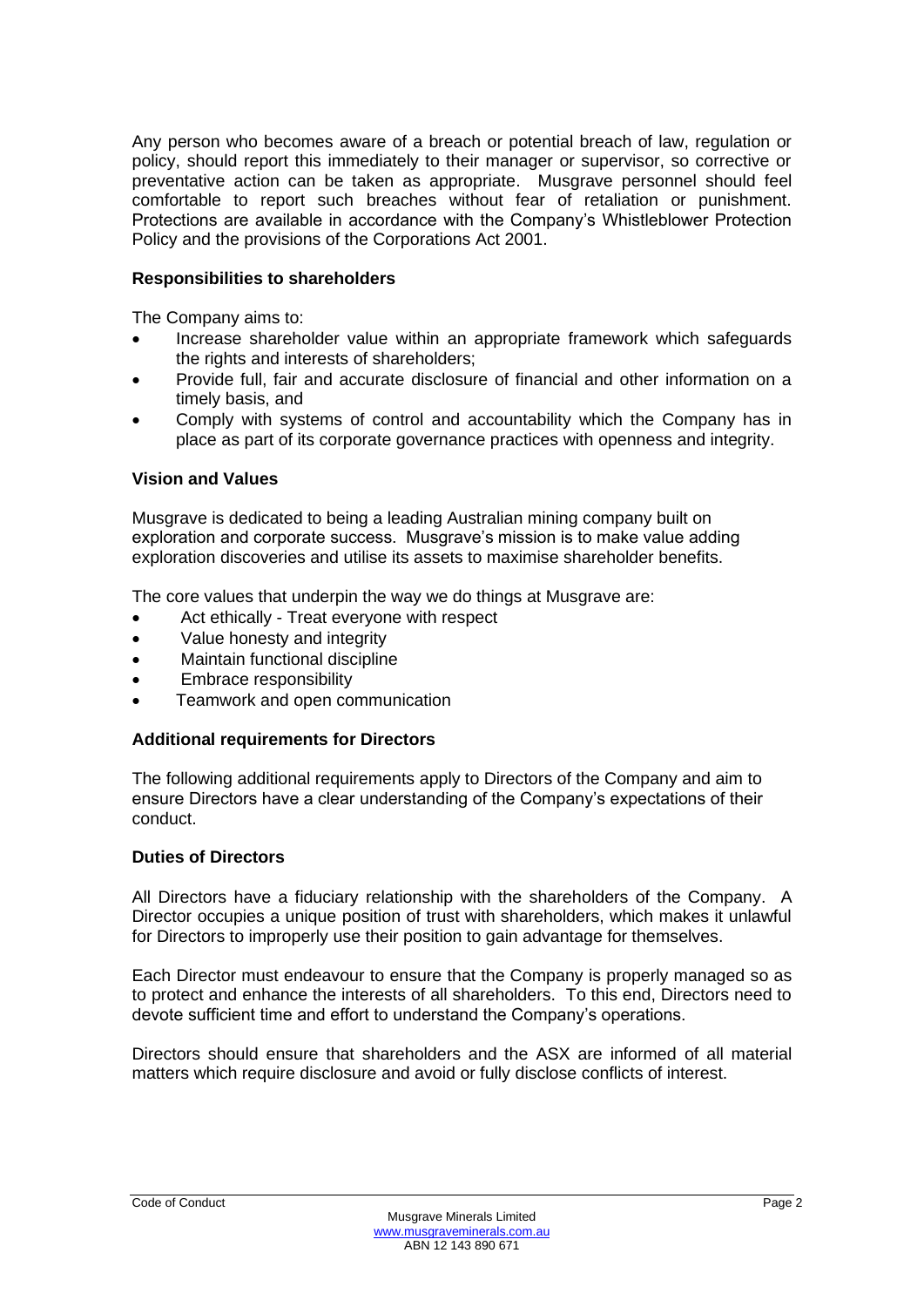Any person who becomes aware of a breach or potential breach of law, regulation or policy, should report this immediately to their manager or supervisor, so corrective or preventative action can be taken as appropriate. Musgrave personnel should feel comfortable to report such breaches without fear of retaliation or punishment. Protections are available in accordance with the Company's Whistleblower Protection Policy and the provisions of the Corporations Act 2001.

**Responsibilities to shareholders**

The Company aims to:

- Increase shareholder value within an appropriate framework which safeguards the rights and interests of shareholders;
- Provide full, fair and accurate disclosure of financial and other information on a timely basis, and
- Comply with systems of control and accountability which the Company has in place as part of its corporate governance practices with openness and integrity.

**Vision and Values**

Musgrave is dedicated to being a leading Australian mining company built on exploration and corporate success. Musgrave's mission is to make value adding exploration discoveries and utilise its assets to maximise shareholder benefits.

The core values that underpin the way we do things at Musgrave are:

- Act ethically - Treat everyone with respect
- Value honesty and integrity
- Maintain functional discipline
- Embrace responsibility
- Teamwork and open communication

**Additional requirements for Directors**

The following additional requirements apply to Directors of the Company and aim to ensure Directors have a clear understanding of the Company's expectations of their conduct.

**Duties of Directors**

All Directors have a fiduciary relationship with the shareholders of the Company. A Director occupies a unique position of trust with shareholders, which makes it unlawful for Directors to improperly use their position to gain advantage for themselves.

Each Director must endeavour to ensure that the Company is properly managed so as to protect and enhance the interests of all shareholders. To this end, Directors need to devote sufficient time and effort to understand the Company's operations.

Directors should ensure that shareholders and the ASX are informed of all material matters which require disclosure and avoid or fully disclose conflicts of interest.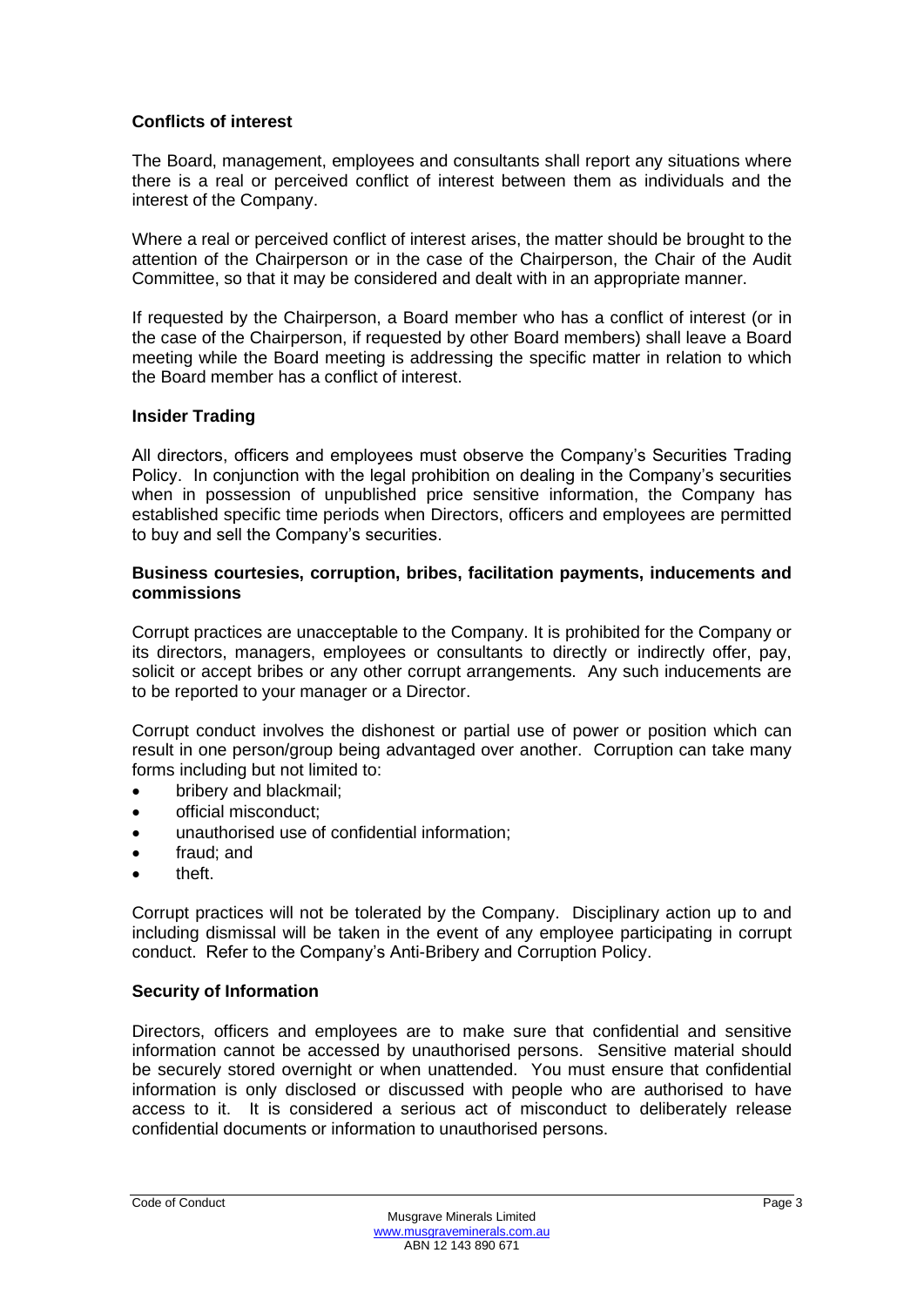### Conflicts of interest

The Board, management, employees and consultants shall report any situations where there is a real or perceived conflict of interest between them as individuals and the interest of the Company.

Where a real or perceived conflict of interest arises, the matter should be brought to the attention of the Chairperson or in the case of the Chairperson, the Chair of the Audit Committee, so that it may be considered and dealt with in an appropriate manner.

If requested by the Chairperson, a Board member who has a conflict of interest (or in the case of the Chairperson, if requested by other Board members) shall leave a Board meeting while the Board meeting is addressing the specific matter in relation to which the Board member has a conflict of interest.

### Insider Trading

All directors, officers and employees must observe the Company's Securities Trading Policy. In conjunction with the legal prohibition on dealing in the Company's securities when in possession of unpublished price sensitive information, the Company has established specific time periods when Directors, officers and employees are permitted to buy and sell the Company's securities.

### Business courtesies, corruption, bribes, facilitation payments, inducements and commissions

Corrupt practices are unacceptable to the Company. It is prohibited for the Company or its directors, managers, employees or consultants to directly or indirectly offer, pay, solicit or accept bribes or any other corrupt arrangements. Any such inducements are to be reported to your manager or a Director.

Corrupt conduct involves the dishonest or partial use of power or position which can result in one person/group being advantaged over another. Corruption can take many forms including but not limited to:

- bribery and blackmail;
- official misconduct;
- unauthorised use of confidential information;
- fraud; and
- theft.

Corrupt practices will not be tolerated by the Company. Disciplinary action up to and including dismissal will be taken in the event of any employee participating in corrupt conduct. Refer to the Company's Anti-Bribery and Corruption Policy.

### Security of Information

Directors, officers and employees are to make sure that confidential and sensitive information cannot be accessed by unauthorised persons. Sensitive material should be securely stored overnight or when unattended. You must ensure that confidential information is only disclosed or discussed with people who are authorised to have access to it. It is considered a serious act of misconduct to deliberately release confidential documents or information to unauthorised persons.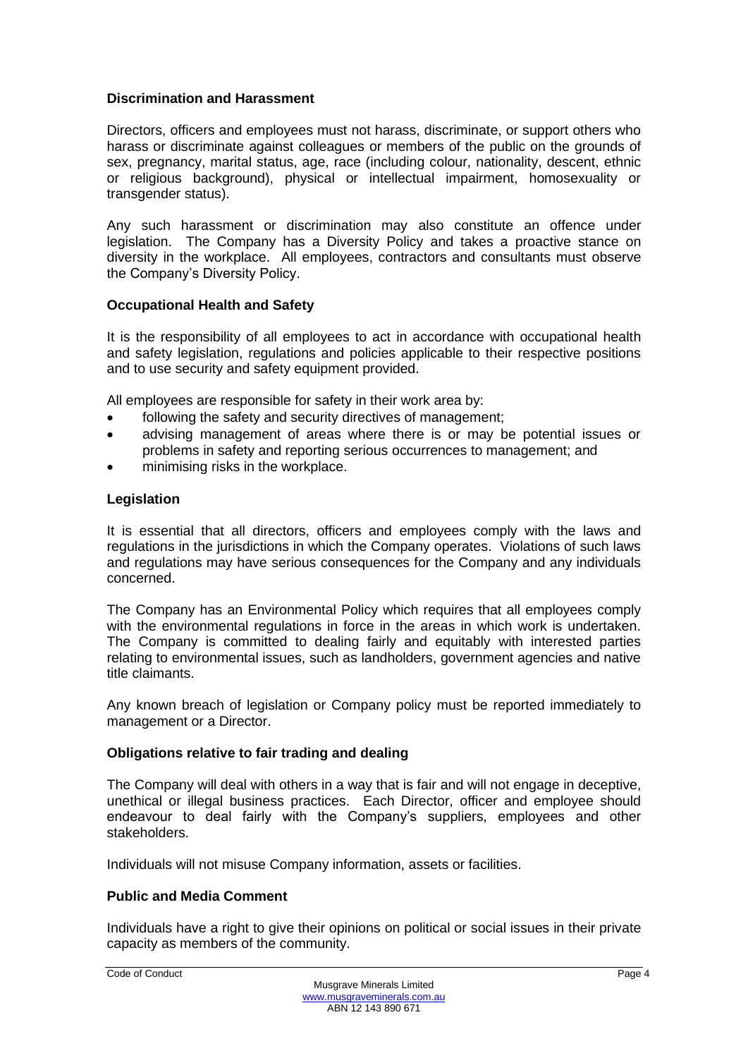### Discrimination and Harassment

Directors, officers and employees must not harass, discriminate, or support others who harass or discriminate against colleagues or members of the public on the grounds of sex, pregnancy, marital status, age, race (including colour, nationality, descent, ethnic or religious background), physical or intellectual impairment, homosexuality or transgender status).

Any such harassment or discrimination may also constitute an offence under legislation. The Company has a Diversity Policy and takes a proactive stance on diversity in the workplace. All employees, contractors and consultants must observe the Company's Diversity Policy.

### Occupational Health and Safety

It is the responsibility of all employees to act in accordance with occupational health and safety legislation, regulations and policies applicable to their respective positions and to use security and safety equipment provided.

All employees are responsible for safety in their work area by:

- following the safety and security directives of management;
- advising management of areas where there is or may be potential issues or problems in safety and reporting serious occurrences to management; and
- minimising risks in the workplace.

### Legislation

It is essential that all directors, officers and employees comply with the laws and regulations in the jurisdictions in which the Company operates. Violations of such laws and regulations may have serious consequences for the Company and any individuals concerned.

The Company has an Environmental Policy which requires that all employees comply with the environmental regulations in force in the areas in which work is undertaken. The Company is committed to dealing fairly and equitably with interested parties relating to environmental issues, such as landholders, government agencies and native title claimants.

Any known breach of legislation or Company policy must be reported immediately to management or a Director.

### Obligations relative to fair trading and dealing

The Company will deal with others in a way that is fair and will not engage in deceptive, unethical or illegal business practices. Each Director, officer and employee should endeavour to deal fairly with the Company's suppliers, employees and other stakeholders.

Individuals will not misuse Company information, assets or facilities.

### Public and Media Comment

Individuals have a right to give their opinions on political or social issues in their private capacity as members of the community.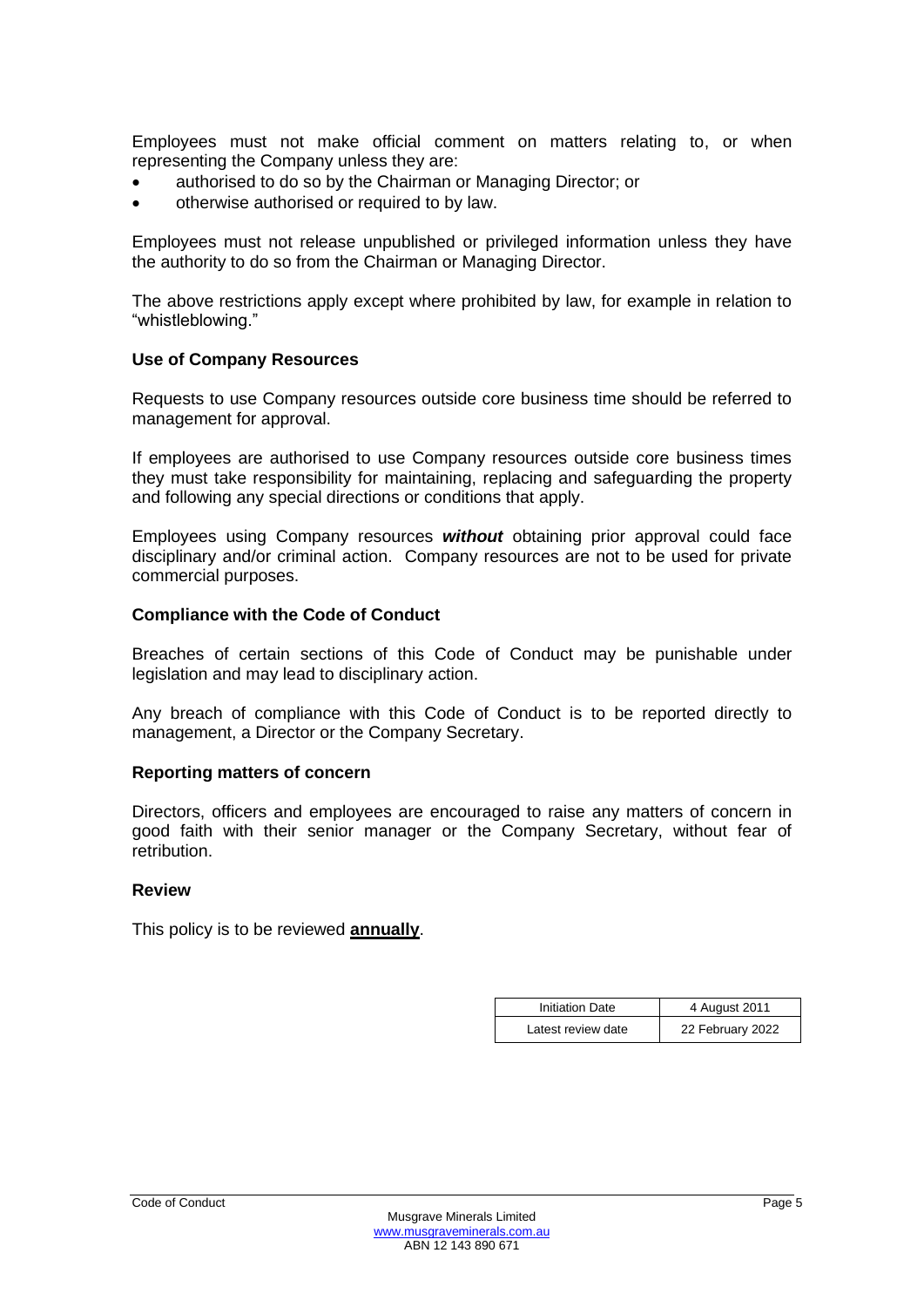Employees must not make official comment on matters relating to, or when representing the Company unless they are:

- authorised to do so by the Chairman or Managing Director; or
- otherwise authorised or required to by law.

Employees must not release unpublished or privileged information unless they have the authority to do so from the Chairman or Managing Director.

The above restrictions apply except where prohibited by law, for example in relation to "whistleblowing."

**Use of Company Resources**

Requests to use Company resources outside core business time should be referred to management for approval.

If employees are authorised to use Company resources outside core business times they must take responsibility for maintaining, replacing and safeguarding the property and following any special directions or conditions that apply.

Employees using Company resources ***without*** obtaining prior approval could face disciplinary and/or criminal action. Company resources are not to be used for private commercial purposes.

**Compliance with the Code of Conduct**

Breaches of certain sections of this Code of Conduct may be punishable under legislation and may lead to disciplinary action.

Any breach of compliance with this Code of Conduct is to be reported directly to management, a Director or the Company Secretary.

**Reporting matters of concern**

Directors, officers and employees are encouraged to raise any matters of concern in good faith with their senior manager or the Company Secretary, without fear of retribution.

**Review**

This policy is to be reviewed **annually**.

| | |
|---|---|
| Initiation Date | 4 August 2011 |
| Latest review date | 22 February 2022 |